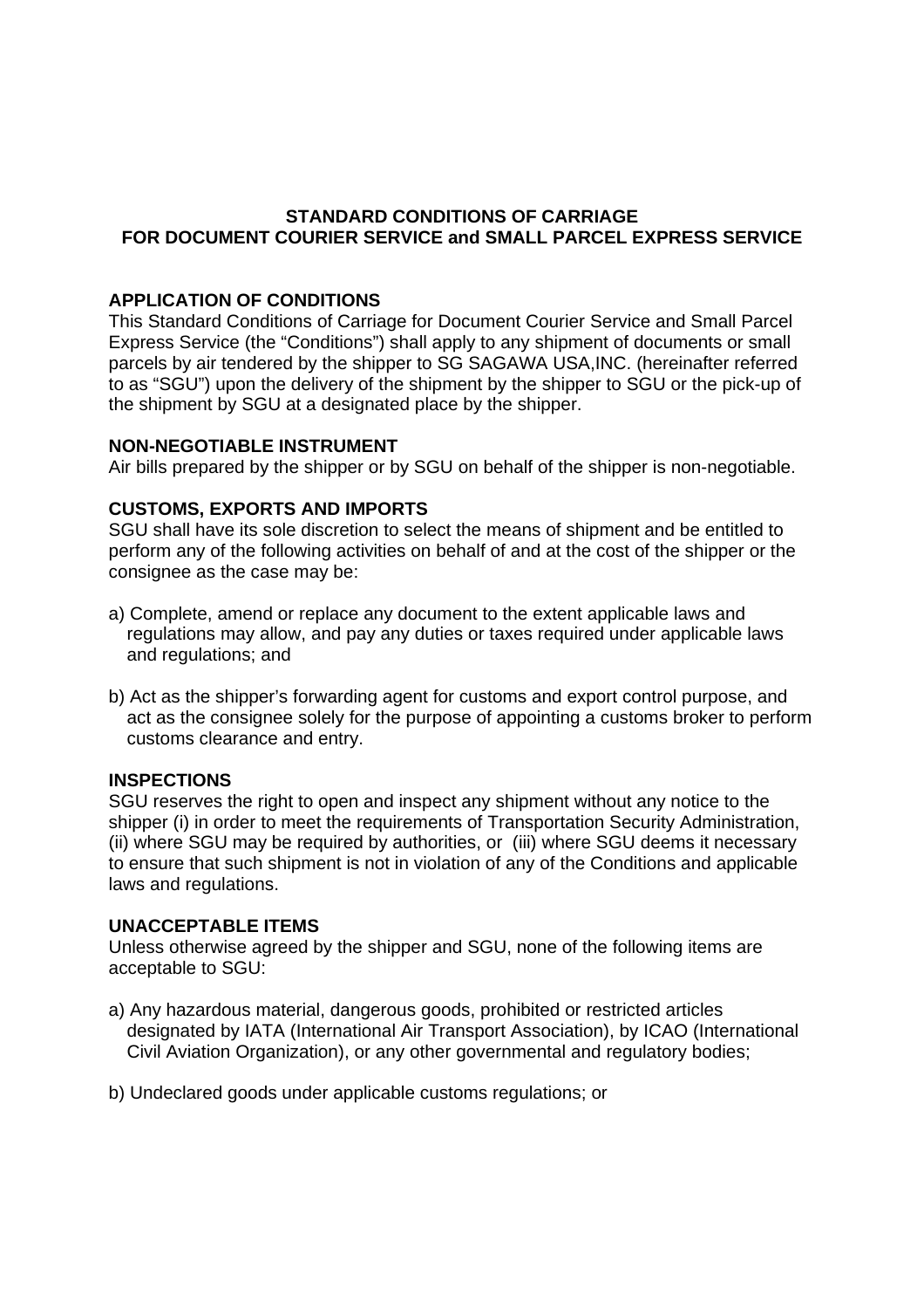# STANDARD CONDITIONS OF CARRIAGE
# FOR DOCUMENT COURIER SERVICE and SMALL PARCEL EXPRESS SERVICE

## APPLICATION OF CONDITIONS

This Standard Conditions of Carriage for Document Courier Service and Small Parcel Express Service (the "Conditions") shall apply to any shipment of documents or small parcels by air tendered by the shipper to SG SAGAWA USA,INC. (hereinafter referred to as "SGU") upon the delivery of the shipment by the shipper to SGU or the pick-up of the shipment by SGU at a designated place by the shipper.

## NON-NEGOTIABLE INSTRUMENT

Air bills prepared by the shipper or by SGU on behalf of the shipper is non-negotiable.

## CUSTOMS, EXPORTS AND IMPORTS

SGU shall have its sole discretion to select the means of shipment and be entitled to perform any of the following activities on behalf of and at the cost of the shipper or the consignee as the case may be:

a) Complete, amend or replace any document to the extent applicable laws and regulations may allow, and pay any duties or taxes required under applicable laws and regulations; and

b) Act as the shipper's forwarding agent for customs and export control purpose, and act as the consignee solely for the purpose of appointing a customs broker to perform customs clearance and entry.

## INSPECTIONS

SGU reserves the right to open and inspect any shipment without any notice to the shipper (i) in order to meet the requirements of Transportation Security Administration, (ii) where SGU may be required by authorities, or (iii) where SGU deems it necessary to ensure that such shipment is not in violation of any of the Conditions and applicable laws and regulations.

## UNACCEPTABLE ITEMS

Unless otherwise agreed by the shipper and SGU, none of the following items are acceptable to SGU:

a) Any hazardous material, dangerous goods, prohibited or restricted articles designated by IATA (International Air Transport Association), by ICAO (International Civil Aviation Organization), or any other governmental and regulatory bodies;

b) Undeclared goods under applicable customs regulations; or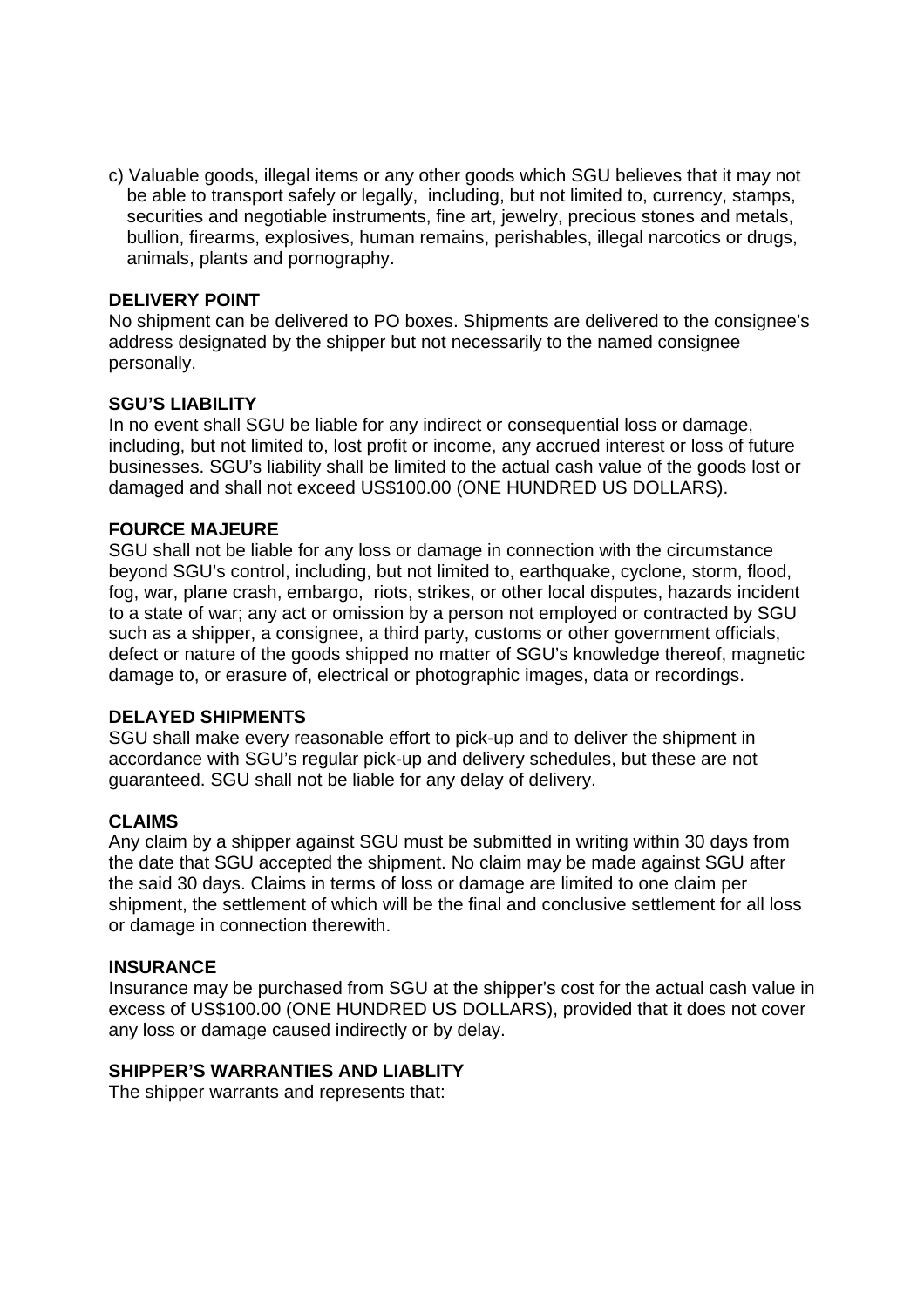c) Valuable goods, illegal items or any other goods which SGU believes that it may not be able to transport safely or legally, including, but not limited to, currency, stamps, securities and negotiable instruments, fine art, jewelry, precious stones and metals, bullion, firearms, explosives, human remains, perishables, illegal narcotics or drugs, animals, plants and pornography.

**DELIVERY POINT**

No shipment can be delivered to PO boxes. Shipments are delivered to the consignee's address designated by the shipper but not necessarily to the named consignee personally.

**SGU'S LIABILITY**

In no event shall SGU be liable for any indirect or consequential loss or damage, including, but not limited to, lost profit or income, any accrued interest or loss of future businesses. SGU's liability shall be limited to the actual cash value of the goods lost or damaged and shall not exceed US$100.00 (ONE HUNDRED US DOLLARS).

**FOURCE MAJEURE**

SGU shall not be liable for any loss or damage in connection with the circumstance beyond SGU's control, including, but not limited to, earthquake, cyclone, storm, flood, fog, war, plane crash, embargo, riots, strikes, or other local disputes, hazards incident to a state of war; any act or omission by a person not employed or contracted by SGU such as a shipper, a consignee, a third party, customs or other government officials, defect or nature of the goods shipped no matter of SGU's knowledge thereof, magnetic damage to, or erasure of, electrical or photographic images, data or recordings.

**DELAYED SHIPMENTS**

SGU shall make every reasonable effort to pick-up and to deliver the shipment in accordance with SGU's regular pick-up and delivery schedules, but these are not guaranteed. SGU shall not be liable for any delay of delivery.

**CLAIMS**

Any claim by a shipper against SGU must be submitted in writing within 30 days from the date that SGU accepted the shipment. No claim may be made against SGU after the said 30 days. Claims in terms of loss or damage are limited to one claim per shipment, the settlement of which will be the final and conclusive settlement for all loss or damage in connection therewith.

**INSURANCE**

Insurance may be purchased from SGU at the shipper's cost for the actual cash value in excess of US$100.00 (ONE HUNDRED US DOLLARS), provided that it does not cover any loss or damage caused indirectly or by delay.

**SHIPPER'S WARRANTIES AND LIABLITY**

The shipper warrants and represents that: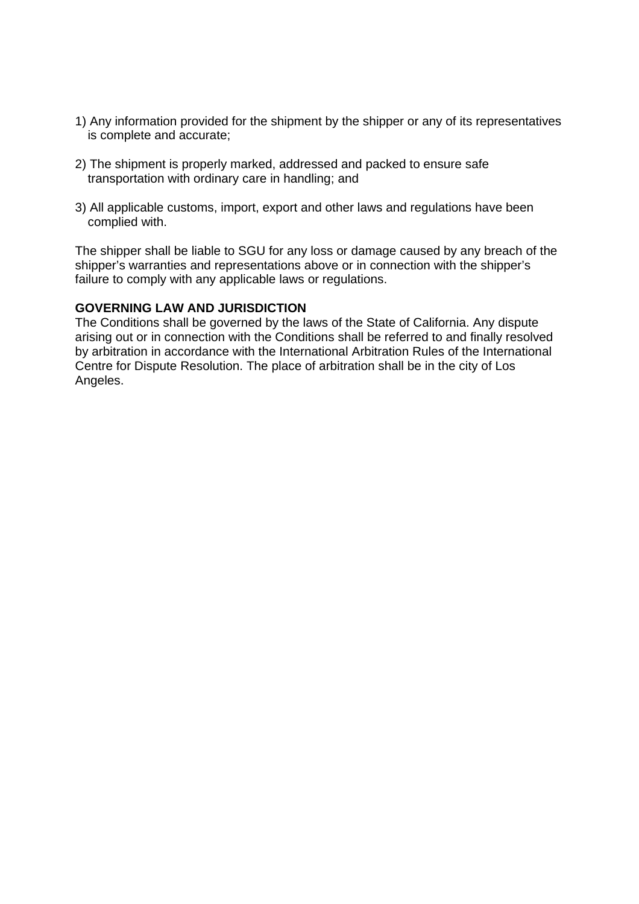1) Any information provided for the shipment by the shipper or any of its representatives is complete and accurate;

2) The shipment is properly marked, addressed and packed to ensure safe transportation with ordinary care in handling; and

3) All applicable customs, import, export and other laws and regulations have been complied with.

The shipper shall be liable to SGU for any loss or damage caused by any breach of the shipper's warranties and representations above or in connection with the shipper's failure to comply with any applicable laws or regulations.

**GOVERNING LAW AND JURISDICTION**

The Conditions shall be governed by the laws of the State of California. Any dispute arising out or in connection with the Conditions shall be referred to and finally resolved by arbitration in accordance with the International Arbitration Rules of the International Centre for Dispute Resolution. The place of arbitration shall be in the city of Los Angeles.